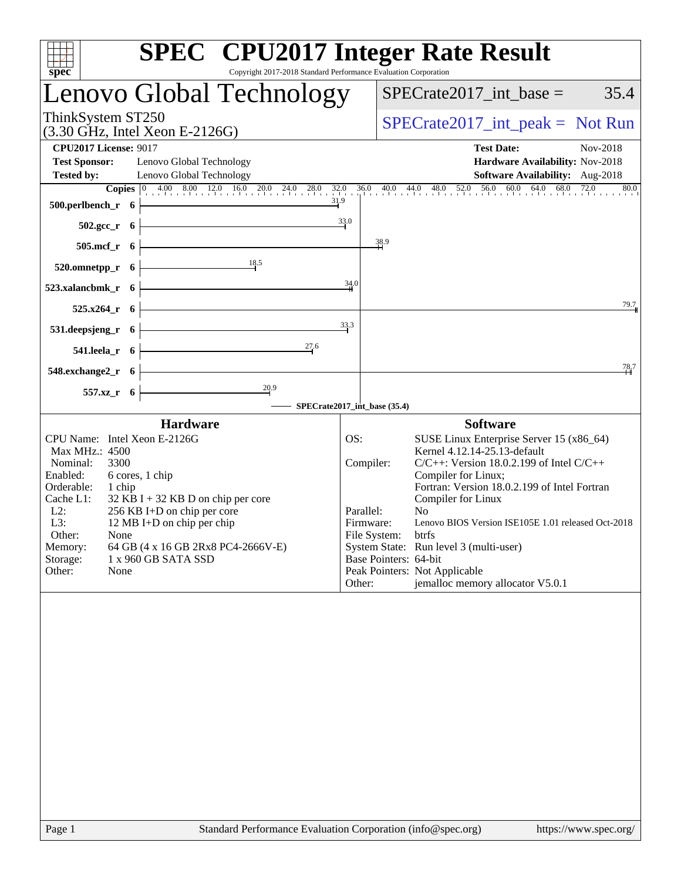# SPEC CPU2017 Integer Rate Result

Copyright 2017-2018 Standard Performance Evaluation Corporation

## Lenovo Global Technology

ThinkSystem ST250
(3.30 GHz, Intel Xeon E-2126G)

SPECrate2017_int_base = 35.4

SPECrate2017_int_peak = Not Run

**CPU2017 License:** 9017
**Test Sponsor:** Lenovo Global Technology
**Tested by:** Lenovo Global Technology

**Test Date:** Nov-2018
**Hardware Availability:** Nov-2018
**Software Availability:** Aug-2018

| Benchmark | Copies | Base Ratio |
|---|---|---|
| 500.perlbench_r | 6 | 31.9 |
| 502.gcc_r | 6 | 33.0 |
| 505.mcf_r | 6 | 38.9 |
| 520.omnetpp_r | 6 | 18.5 |
| 523.xalancbmk_r | 6 | 34.0 |
| 525.x264_r | 6 | 79.7 |
| 531.deepsjeng_r | 6 | 33.3 |
| 541.leela_r | 6 | 27.6 |
| 548.exchange2_r | 6 | 78.7 |
| 557.xz_r | 6 | 20.9 |

SPECrate2017_int_base (35.4)

### Hardware

| | |
|---|---|
| CPU Name: | Intel Xeon E-2126G |
| Max MHz.: | 4500 |
| Nominal: | 3300 |
| Enabled: | 6 cores, 1 chip |
| Orderable: | 1 chip |
| Cache L1: | 32 KB I + 32 KB D on chip per core |
| L2: | 256 KB I+D on chip per core |
| L3: | 12 MB I+D on chip per chip |
| Other: | None |
| Memory: | 64 GB (4 x 16 GB 2Rx8 PC4-2666V-E) |
| Storage: | 1 x 960 GB SATA SSD |
| Other: | None |

### Software

| | |
|---|---|
| OS: | SUSE Linux Enterprise Server 15 (x86_64) Kernel 4.12.14-25.13-default |
| Compiler: | C/C++: Version 18.0.2.199 of Intel C/C++ Compiler for Linux; Fortran: Version 18.0.2.199 of Intel Fortran Compiler for Linux |
| Parallel: | No |
| Firmware: | Lenovo BIOS Version ISE105E 1.01 released Oct-2018 |
| File System: | btrfs |
| System State: | Run level 3 (multi-user) |
| Base Pointers: | 64-bit |
| Peak Pointers: | Not Applicable |
| Other: | jemalloc memory allocator V5.0.1 |

Standard Performance Evaluation Corporation (info@spec.org) https://www.spec.org/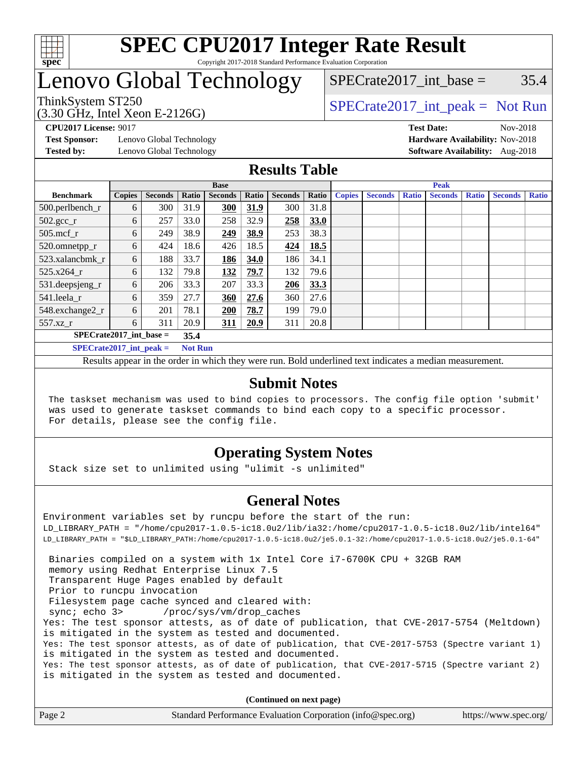# SPEC CPU2017 Integer Rate Result

Copyright 2017-2018 Standard Performance Evaluation Corporation

# Lenovo Global Technology

ThinkSystem ST250
(3.30 GHz, Intel Xeon E-2126G)

SPECrate2017_int_base = 35.4

SPECrate2017_int_peak = Not Run

**CPU2017 License:** 9017
**Test Sponsor:** Lenovo Global Technology
**Tested by:** Lenovo Global Technology

**Test Date:** Nov-2018
**Hardware Availability:** Nov-2018
**Software Availability:** Aug-2018

## Results Table

| Benchmark | Base | | | | | | | Peak | | | | | | |
|---|---|---|---|---|---|---|---|---|---|---|---|---|---|---|
| | Copies | Seconds | Ratio | Seconds | Ratio | Seconds | Ratio | Copies | Seconds | Ratio | Seconds | Ratio | Seconds | Ratio |
| 500.perlbench_r | 6 | 300 | 31.9 | **300** | **31.9** | 300 | 31.8 | | | | | | | |
| 502.gcc_r | 6 | 257 | 33.0 | 258 | 32.9 | **258** | **33.0** | | | | | | | |
| 505.mcf_r | 6 | 249 | 38.9 | **249** | **38.9** | 253 | 38.3 | | | | | | | |
| 520.omnetpp_r | 6 | 424 | 18.6 | 426 | 18.5 | **424** | **18.5** | | | | | | | |
| 523.xalancbmk_r | 6 | 188 | 33.7 | **186** | **34.0** | 186 | 34.1 | | | | | | | |
| 525.x264_r | 6 | 132 | 79.8 | **132** | **79.7** | 132 | 79.6 | | | | | | | |
| 531.deepsjeng_r | 6 | 206 | 33.3 | 207 | 33.3 | **206** | **33.3** | | | | | | | |
| 541.leela_r | 6 | 359 | 27.7 | **360** | **27.6** | 360 | 27.6 | | | | | | | |
| 548.exchange2_r | 6 | 201 | 78.1 | **200** | **78.7** | 199 | 79.0 | | | | | | | |
| 557.xz_r | 6 | 311 | 20.9 | **311** | **20.9** | 311 | 20.8 | | | | | | | |

**SPECrate2017_int_base = 35.4**

**SPECrate2017_int_peak = Not Run**

Results appear in the order in which they were run. Bold underlined text indicates a median measurement.

## Submit Notes

```
The taskset mechanism was used to bind copies to processors. The config file option 'submit'
was used to generate taskset commands to bind each copy to a specific processor.
For details, please see the config file.
```

## Operating System Notes

```
Stack size set to unlimited using "ulimit -s unlimited"
```

## General Notes

```
Environment variables set by runcpu before the start of the run:
LD_LIBRARY_PATH = "/home/cpu2017-1.0.5-ic18.0u2/lib/ia32:/home/cpu2017-1.0.5-ic18.0u2/lib/intel64"
LD_LIBRARY_PATH = "$LD_LIBRARY_PATH:/home/cpu2017-1.0.5-ic18.0u2/je5.0.1-32:/home/cpu2017-1.0.5-ic18.0u2/je5.0.1-64"

 Binaries compiled on a system with 1x Intel Core i7-6700K CPU + 32GB RAM
 memory using Redhat Enterprise Linux 7.5
 Transparent Huge Pages enabled by default
 Prior to runcpu invocation
 Filesystem page cache synced and cleared with:
 sync; echo 3>       /proc/sys/vm/drop_caches
Yes: The test sponsor attests, as of date of publication, that CVE-2017-5754 (Meltdown)
is mitigated in the system as tested and documented.
Yes: The test sponsor attests, as of date of publication, that CVE-2017-5753 (Spectre variant 1)
is mitigated in the system as tested and documented.
Yes: The test sponsor attests, as of date of publication, that CVE-2017-5715 (Spectre variant 2)
is mitigated in the system as tested and documented.
```

**(Continued on next page)**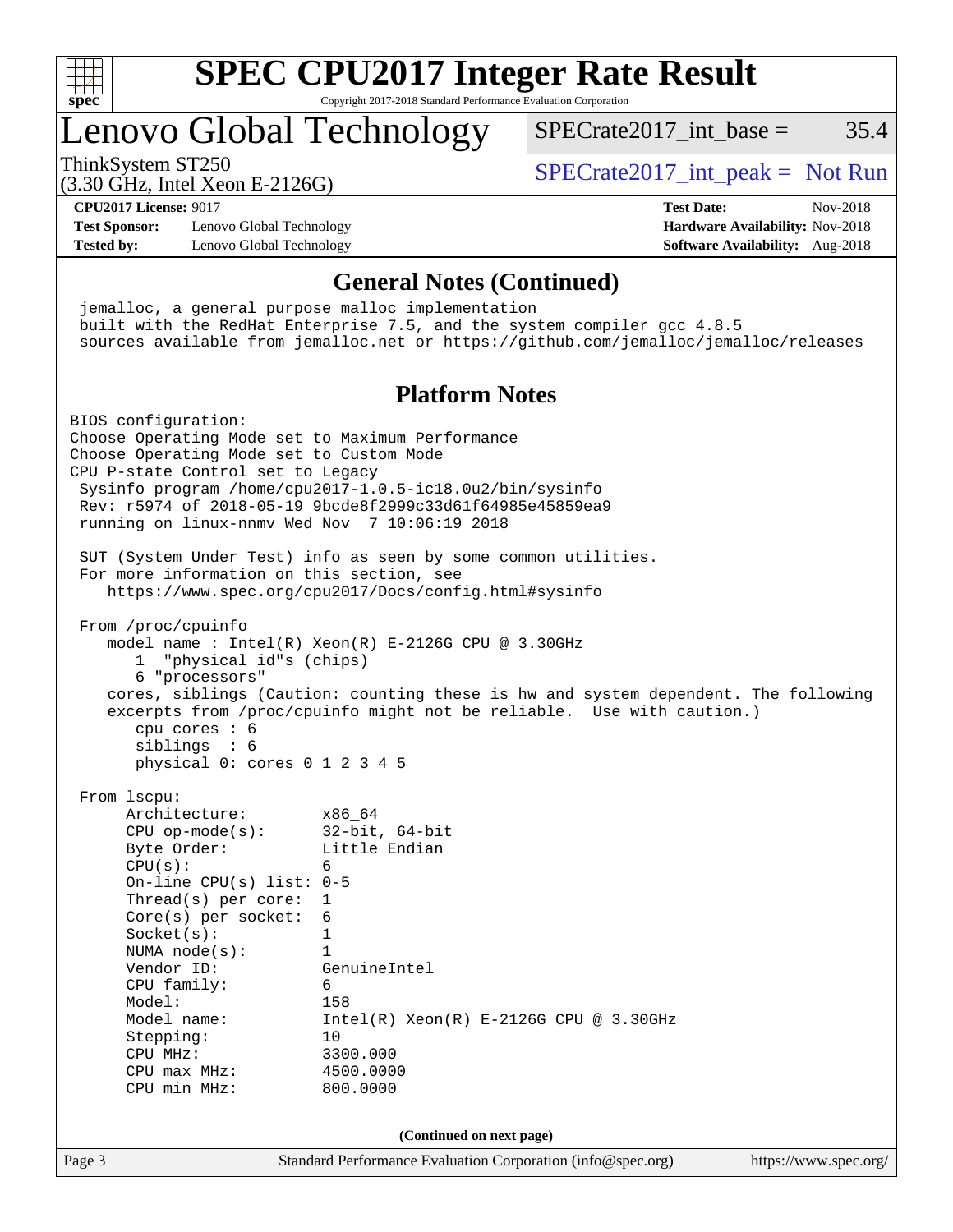# SPEC CPU2017 Integer Rate Result

Copyright 2017-2018 Standard Performance Evaluation Corporation

## Lenovo Global Technology

ThinkSystem ST250
(3.30 GHz, Intel Xeon E-2126G)

SPECrate2017_int_base = 35.4

SPECrate2017_int_peak = Not Run

**CPU2017 License:** 9017
**Test Sponsor:** Lenovo Global Technology
**Tested by:** Lenovo Global Technology

**Test Date:** Nov-2018
**Hardware Availability:** Nov-2018
**Software Availability:** Aug-2018

### General Notes (Continued)

```
jemalloc, a general purpose malloc implementation
built with the RedHat Enterprise 7.5, and the system compiler gcc 4.8.5
sources available from jemalloc.net or https://github.com/jemalloc/jemalloc/releases
```

### Platform Notes

```
BIOS configuration:
Choose Operating Mode set to Maximum Performance
Choose Operating Mode set to Custom Mode
CPU P-state Control set to Legacy
 Sysinfo program /home/cpu2017-1.0.5-ic18.0u2/bin/sysinfo
 Rev: r5974 of 2018-05-19 9bcde8f2999c33d61f64985e45859ea9
 running on linux-nnmv Wed Nov  7 10:06:19 2018

 SUT (System Under Test) info as seen by some common utilities.
 For more information on this section, see
    https://www.spec.org/cpu2017/Docs/config.html#sysinfo

 From /proc/cpuinfo
    model name : Intel(R) Xeon(R) E-2126G CPU @ 3.30GHz
       1  "physical id"s (chips)
       6 "processors"
    cores, siblings (Caution: counting these is hw and system dependent. The following
    excerpts from /proc/cpuinfo might not be reliable.  Use with caution.)
       cpu cores : 6
       siblings  : 6
       physical 0: cores 0 1 2 3 4 5

 From lscpu:
      Architecture:        x86_64
      CPU op-mode(s):      32-bit, 64-bit
      Byte Order:          Little Endian
      CPU(s):              6
      On-line CPU(s) list: 0-5
      Thread(s) per core:  1
      Core(s) per socket:  6
      Socket(s):           1
      NUMA node(s):        1
      Vendor ID:           GenuineIntel
      CPU family:          6
      Model:               158
      Model name:          Intel(R) Xeon(R) E-2126G CPU @ 3.30GHz
      Stepping:            10
      CPU MHz:             3300.000
      CPU max MHz:         4500.0000
      CPU min MHz:         800.0000
```

**(Continued on next page)**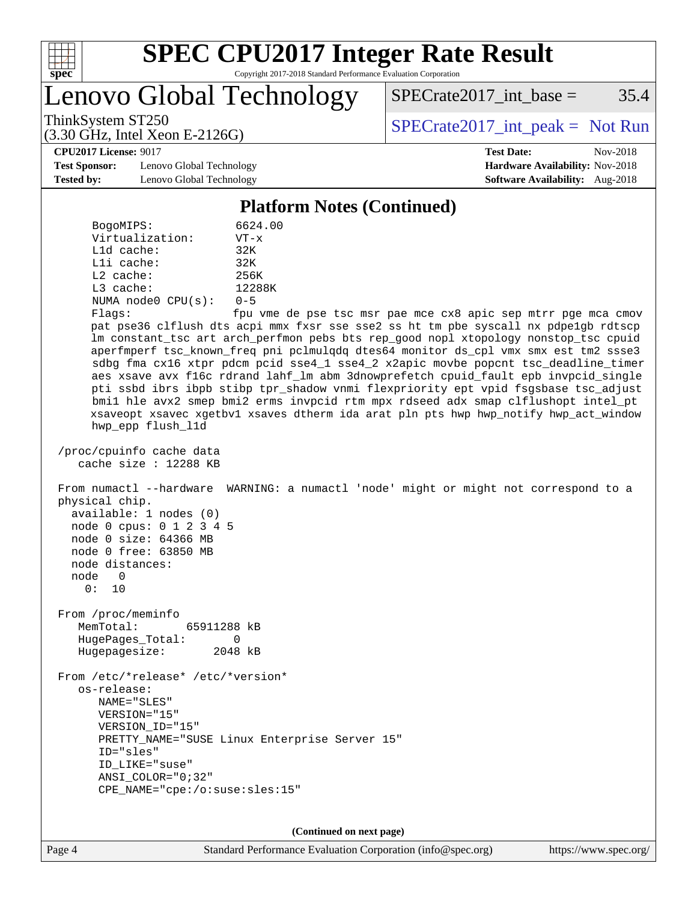## Platform Notes (Continued)

```
     BogoMIPS:            6624.00
     Virtualization:      VT-x
     L1d cache:           32K
     L1i cache:           32K
     L2 cache:            256K
     L3 cache:            12288K
     NUMA node0 CPU(s):   0-5
     Flags:               fpu vme de pse tsc msr pae mce cx8 apic sep mtrr pge mca cmov
     pat pse36 clflush dts acpi mmx fxsr sse sse2 ss ht tm pbe syscall nx pdpe1gb rdtscp
     lm constant_tsc art arch_perfmon pebs bts rep_good nopl xtopology nonstop_tsc cpuid
     aperfmperf tsc_known_freq pni pclmulqdq dtes64 monitor ds_cpl vmx smx est tm2 ssse3
     sdbg fma cx16 xtpr pdcm pcid sse4_1 sse4_2 x2apic movbe popcnt tsc_deadline_timer
     aes xsave avx f16c rdrand lahf_lm abm 3dnowprefetch cpuid_fault epb invpcid_single
     pti ssbd ibrs ibpb stibp tpr_shadow vnmi flexpriority ept vpid fsgsbase tsc_adjust
     bmi1 hle avx2 smep bmi2 erms invpcid rtm mpx rdseed adx smap clflushopt intel_pt
     xsaveopt xsavec xgetbv1 xsaves dtherm ida arat pln pts hwp hwp_notify hwp_act_window
     hwp_epp flush_l1d

 /proc/cpuinfo cache data
    cache size : 12288 KB

 From numactl --hardware  WARNING: a numactl 'node' might or might not correspond to a
 physical chip.
   available: 1 nodes (0)
   node 0 cpus: 0 1 2 3 4 5
   node 0 size: 64366 MB
   node 0 free: 63850 MB
   node distances:
   node   0
     0:  10

 From /proc/meminfo
    MemTotal:       65911288 kB
    HugePages_Total:       0
    Hugepagesize:       2048 kB

 From /etc/*release* /etc/*version*
    os-release:
       NAME="SLES"
       VERSION="15"
       VERSION_ID="15"
       PRETTY_NAME="SUSE Linux Enterprise Server 15"
       ID="sles"
       ID_LIKE="suse"
       ANSI_COLOR="0;32"
       CPE_NAME="cpe:/o:suse:sles:15"
```

(Continued on next page)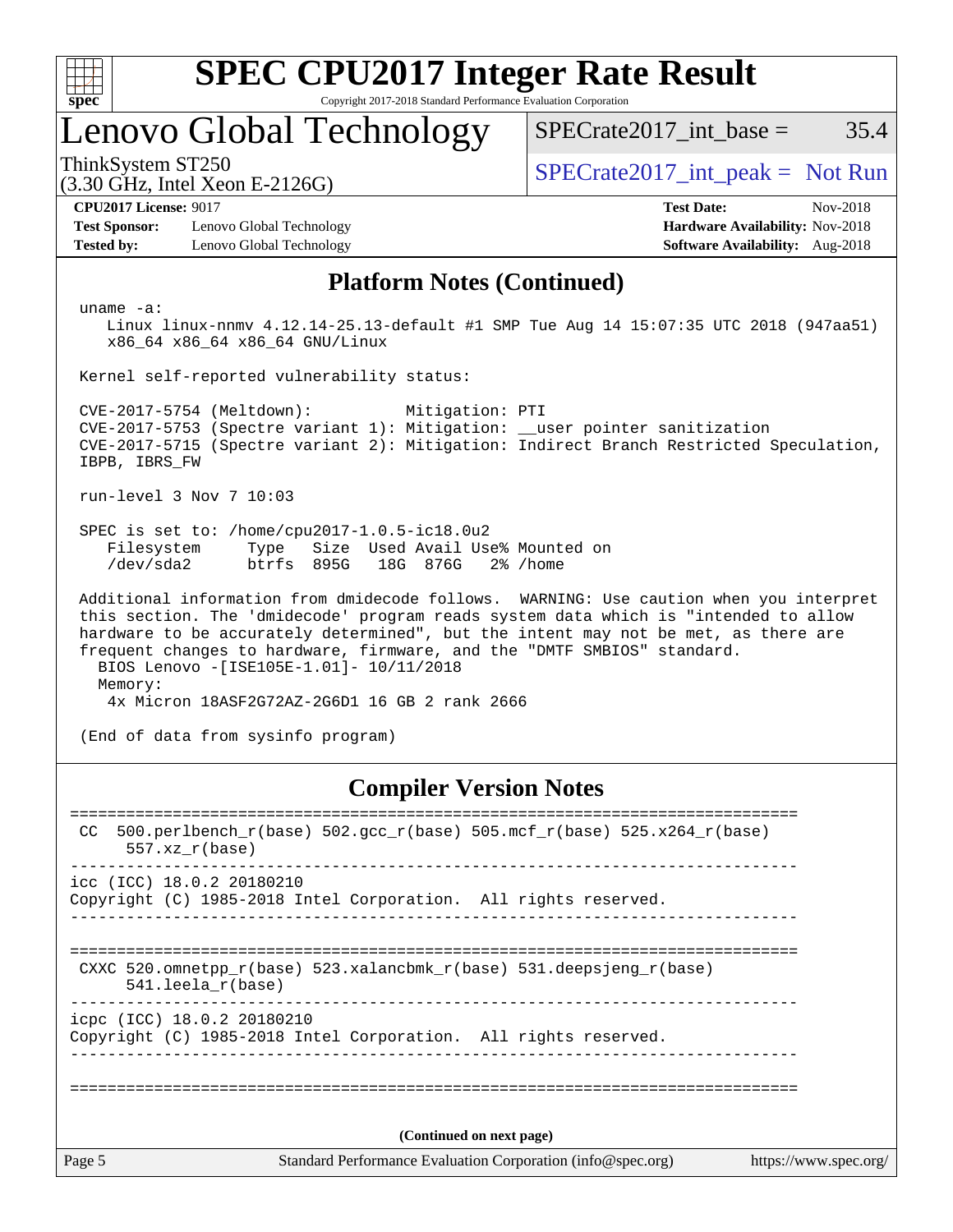# SPEC CPU2017 Integer Rate Result

Copyright 2017-2018 Standard Performance Evaluation Corporation

## Lenovo Global Technology

ThinkSystem ST250
(3.30 GHz, Intel Xeon E-2126G)

SPECrate2017_int_base = 35.4

SPECrate2017_int_peak = Not Run

**CPU2017 License:** 9017
**Test Sponsor:** Lenovo Global Technology
**Tested by:** Lenovo Global Technology

**Test Date:** Nov-2018
**Hardware Availability:** Nov-2018
**Software Availability:** Aug-2018

## Platform Notes (Continued)

```
 uname -a:
    Linux linux-nnmv 4.12.14-25.13-default #1 SMP Tue Aug 14 15:07:35 UTC 2018 (947aa51)
    x86_64 x86_64 x86_64 GNU/Linux

 Kernel self-reported vulnerability status:

 CVE-2017-5754 (Meltdown):          Mitigation: PTI
 CVE-2017-5753 (Spectre variant 1): Mitigation: __user pointer sanitization
 CVE-2017-5715 (Spectre variant 2): Mitigation: Indirect Branch Restricted Speculation,
 IBPB, IBRS_FW

 run-level 3 Nov 7 10:03

 SPEC is set to: /home/cpu2017-1.0.5-ic18.0u2
    Filesystem     Type   Size  Used Avail Use% Mounted on
    /dev/sda2      btrfs  895G   18G  876G   2% /home

 Additional information from dmidecode follows.  WARNING: Use caution when you interpret
 this section. The 'dmidecode' program reads system data which is "intended to allow
 hardware to be accurately determined", but the intent may not be met, as there are
 frequent changes to hardware, firmware, and the "DMTF SMBIOS" standard.
   BIOS Lenovo -[ISE105E-1.01]- 10/11/2018
   Memory:
    4x Micron 18ASF2G72AZ-2G6D1 16 GB 2 rank 2666

 (End of data from sysinfo program)
```

## Compiler Version Notes

```
==============================================================================
 CC  500.perlbench_r(base) 502.gcc_r(base) 505.mcf_r(base) 525.x264_r(base)
      557.xz_r(base)
------------------------------------------------------------------------------
icc (ICC) 18.0.2 20180210
Copyright (C) 1985-2018 Intel Corporation.  All rights reserved.
------------------------------------------------------------------------------

==============================================================================
 CXXC 520.omnetpp_r(base) 523.xalancbmk_r(base) 531.deepsjeng_r(base)
      541.leela_r(base)
------------------------------------------------------------------------------
icpc (ICC) 18.0.2 20180210
Copyright (C) 1985-2018 Intel Corporation.  All rights reserved.
------------------------------------------------------------------------------

==============================================================================
```

(Continued on next page)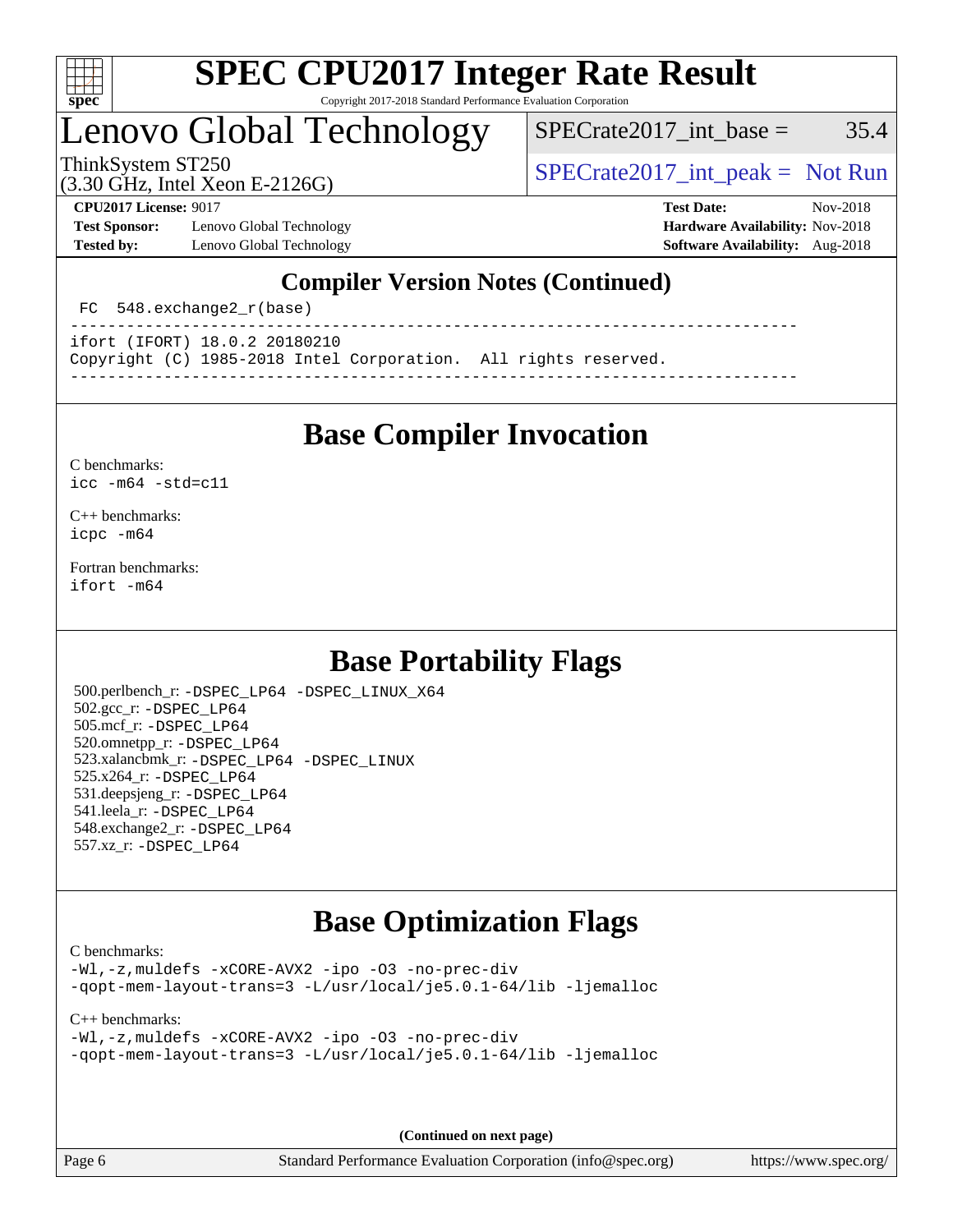# SPEC CPU2017 Integer Rate Result

Copyright 2017-2018 Standard Performance Evaluation Corporation

# Lenovo Global Technology

ThinkSystem ST250
(3.30 GHz, Intel Xeon E-2126G)

SPECrate2017_int_base = 35.4

SPECrate2017_int_peak = Not Run

**CPU2017 License:** 9017
**Test Sponsor:** Lenovo Global Technology
**Tested by:** Lenovo Global Technology

**Test Date:** Nov-2018
**Hardware Availability:** Nov-2018
**Software Availability:** Aug-2018

## Compiler Version Notes (Continued)

```
 FC  548.exchange2_r(base)
------------------------------------------------------------------------------
ifort (IFORT) 18.0.2 20180210
Copyright (C) 1985-2018 Intel Corporation.  All rights reserved.
------------------------------------------------------------------------------
```

## Base Compiler Invocation

C benchmarks:
`icc -m64 -std=c11`

C++ benchmarks:
`icpc -m64`

Fortran benchmarks:
`ifort -m64`

## Base Portability Flags

500.perlbench_r: -DSPEC_LP64 -DSPEC_LINUX_X64
502.gcc_r: -DSPEC_LP64
505.mcf_r: -DSPEC_LP64
520.omnetpp_r: -DSPEC_LP64
523.xalancbmk_r: -DSPEC_LP64 -DSPEC_LINUX
525.x264_r: -DSPEC_LP64
531.deepsjeng_r: -DSPEC_LP64
541.leela_r: -DSPEC_LP64
548.exchange2_r: -DSPEC_LP64
557.xz_r: -DSPEC_LP64

## Base Optimization Flags

C benchmarks:
```
-Wl,-z,muldefs -xCORE-AVX2 -ipo -O3 -no-prec-div
-qopt-mem-layout-trans=3 -L/usr/local/je5.0.1-64/lib -ljemalloc
```

C++ benchmarks:
```
-Wl,-z,muldefs -xCORE-AVX2 -ipo -O3 -no-prec-div
-qopt-mem-layout-trans=3 -L/usr/local/je5.0.1-64/lib -ljemalloc
```

(Continued on next page)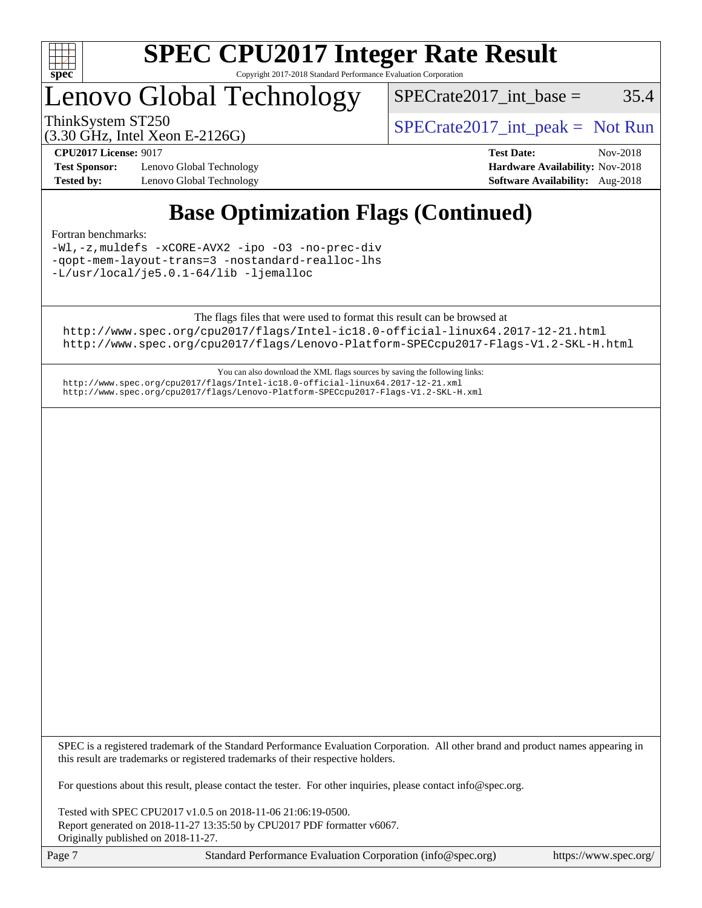# Base Optimization Flags (Continued)

Fortran benchmarks:

```
-Wl,-z,muldefs -xCORE-AVX2 -ipo -O3 -no-prec-div
-qopt-mem-layout-trans=3 -nostandard-realloc-lhs
-L/usr/local/je5.0.1-64/lib -ljemalloc
```

The flags files that were used to format this result can be browsed at

http://www.spec.org/cpu2017/flags/Intel-ic18.0-official-linux64.2017-12-21.html
http://www.spec.org/cpu2017/flags/Lenovo-Platform-SPECcpu2017-Flags-V1.2-SKL-H.html

You can also download the XML flags sources by saving the following links:

http://www.spec.org/cpu2017/flags/Intel-ic18.0-official-linux64.2017-12-21.xml
http://www.spec.org/cpu2017/flags/Lenovo-Platform-SPECcpu2017-Flags-V1.2-SKL-H.xml

SPEC is a registered trademark of the Standard Performance Evaluation Corporation. All other brand and product names appearing in this result are trademarks or registered trademarks of their respective holders.

For questions about this result, please contact the tester. For other inquiries, please contact info@spec.org.

Tested with SPEC CPU2017 v1.0.5 on 2018-11-06 21:06:19-0500.
Report generated on 2018-11-27 13:35:50 by CPU2017 PDF formatter v6067.
Originally published on 2018-11-27.